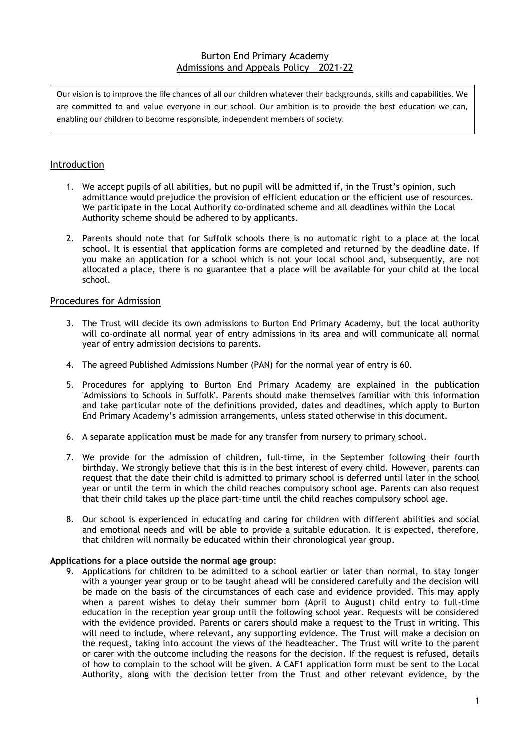# Burton End Primary Academy
# Admissions and Appeals Policy – 2021-22

Our vision is to improve the life chances of all our children whatever their backgrounds, skills and capabilities. We are committed to and value everyone in our school. Our ambition is to provide the best education we can, enabling our children to become responsible, independent members of society.

## Introduction

1. We accept pupils of all abilities, but no pupil will be admitted if, in the Trust's opinion, such admittance would prejudice the provision of efficient education or the efficient use of resources. We participate in the Local Authority co-ordinated scheme and all deadlines within the Local Authority scheme should be adhered to by applicants.

2. Parents should note that for Suffolk schools there is no automatic right to a place at the local school. It is essential that application forms are completed and returned by the deadline date. If you make an application for a school which is not your local school and, subsequently, are not allocated a place, there is no guarantee that a place will be available for your child at the local school.

## Procedures for Admission

3. The Trust will decide its own admissions to Burton End Primary Academy, but the local authority will co-ordinate all normal year of entry admissions in its area and will communicate all normal year of entry admission decisions to parents.

4. The agreed Published Admissions Number (PAN) for the normal year of entry is 60.

5. Procedures for applying to Burton End Primary Academy are explained in the publication 'Admissions to Schools in Suffolk'. Parents should make themselves familiar with this information and take particular note of the definitions provided, dates and deadlines, which apply to Burton End Primary Academy's admission arrangements, unless stated otherwise in this document.

6. A separate application **must** be made for any transfer from nursery to primary school.

7. We provide for the admission of children, full-time, in the September following their fourth birthday. We strongly believe that this is in the best interest of every child. However, parents can request that the date their child is admitted to primary school is deferred until later in the school year or until the term in which the child reaches compulsory school age. Parents can also request that their child takes up the place part-time until the child reaches compulsory school age.

8. Our school is experienced in educating and caring for children with different abilities and social and emotional needs and will be able to provide a suitable education. It is expected, therefore, that children will normally be educated within their chronological year group.

**Applications for a place outside the normal age group**:

9. Applications for children to be admitted to a school earlier or later than normal, to stay longer with a younger year group or to be taught ahead will be considered carefully and the decision will be made on the basis of the circumstances of each case and evidence provided. This may apply when a parent wishes to delay their summer born (April to August) child entry to full-time education in the reception year group until the following school year. Requests will be considered with the evidence provided. Parents or carers should make a request to the Trust in writing. This will need to include, where relevant, any supporting evidence. The Trust will make a decision on the request, taking into account the views of the headteacher. The Trust will write to the parent or carer with the outcome including the reasons for the decision. If the request is refused, details of how to complain to the school will be given. A CAF1 application form must be sent to the Local Authority, along with the decision letter from the Trust and other relevant evidence, by the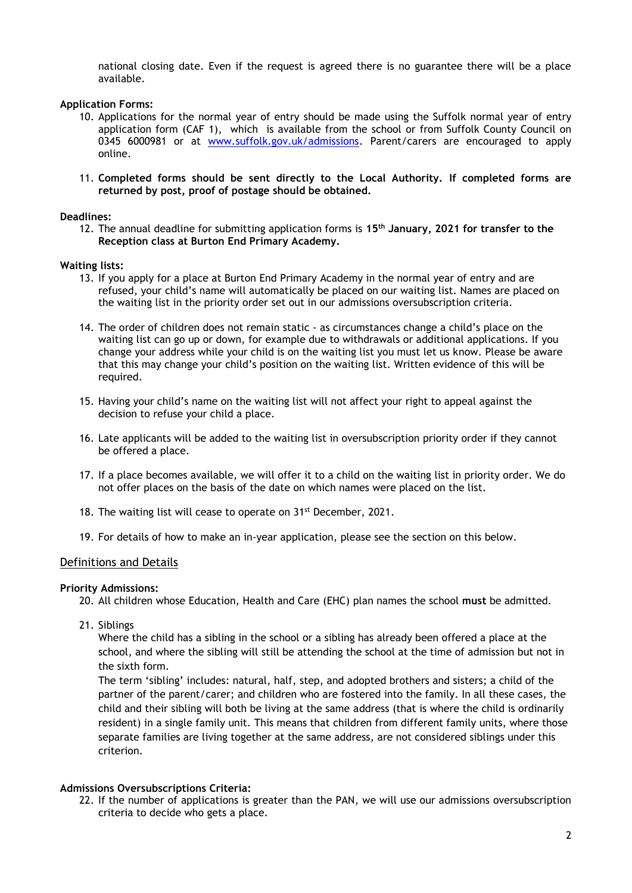national closing date. Even if the request is agreed there is no guarantee there will be a place available.

**Application Forms:**

10. Applications for the normal year of entry should be made using the Suffolk normal year of entry application form (CAF 1), which is available from the school or from Suffolk County Council on 0345 6000981 or at [www.suffolk.gov.uk/admissions](www.suffolk.gov.uk/admissions). Parent/carers are encouraged to apply online.

11. **Completed forms should be sent directly to the Local Authority. If completed forms are returned by post, proof of postage should be obtained.**

**Deadlines:**

12. The annual deadline for submitting application forms is **15th January, 2021 for transfer to the Reception class at Burton End Primary Academy.**

**Waiting lists:**

13. If you apply for a place at Burton End Primary Academy in the normal year of entry and are refused, your child's name will automatically be placed on our waiting list. Names are placed on the waiting list in the priority order set out in our admissions oversubscription criteria.

14. The order of children does not remain static - as circumstances change a child's place on the waiting list can go up or down, for example due to withdrawals or additional applications. If you change your address while your child is on the waiting list you must let us know. Please be aware that this may change your child's position on the waiting list. Written evidence of this will be required.

15. Having your child's name on the waiting list will not affect your right to appeal against the decision to refuse your child a place.

16. Late applicants will be added to the waiting list in oversubscription priority order if they cannot be offered a place.

17. If a place becomes available, we will offer it to a child on the waiting list in priority order. We do not offer places on the basis of the date on which names were placed on the list.

18. The waiting list will cease to operate on 31st December, 2021.

19. For details of how to make an in-year application, please see the section on this below.

## Definitions and Details

**Priority Admissions:**

20. All children whose Education, Health and Care (EHC) plan names the school **must** be admitted.

21. Siblings

    Where the child has a sibling in the school or a sibling has already been offered a place at the school, and where the sibling will still be attending the school at the time of admission but not in the sixth form.

    The term 'sibling' includes: natural, half, step, and adopted brothers and sisters; a child of the partner of the parent/carer; and children who are fostered into the family. In all these cases, the child and their sibling will both be living at the same address (that is where the child is ordinarily resident) in a single family unit. This means that children from different family units, where those separate families are living together at the same address, are not considered siblings under this criterion.

**Admissions Oversubscriptions Criteria:**

22. If the number of applications is greater than the PAN, we will use our admissions oversubscription criteria to decide who gets a place.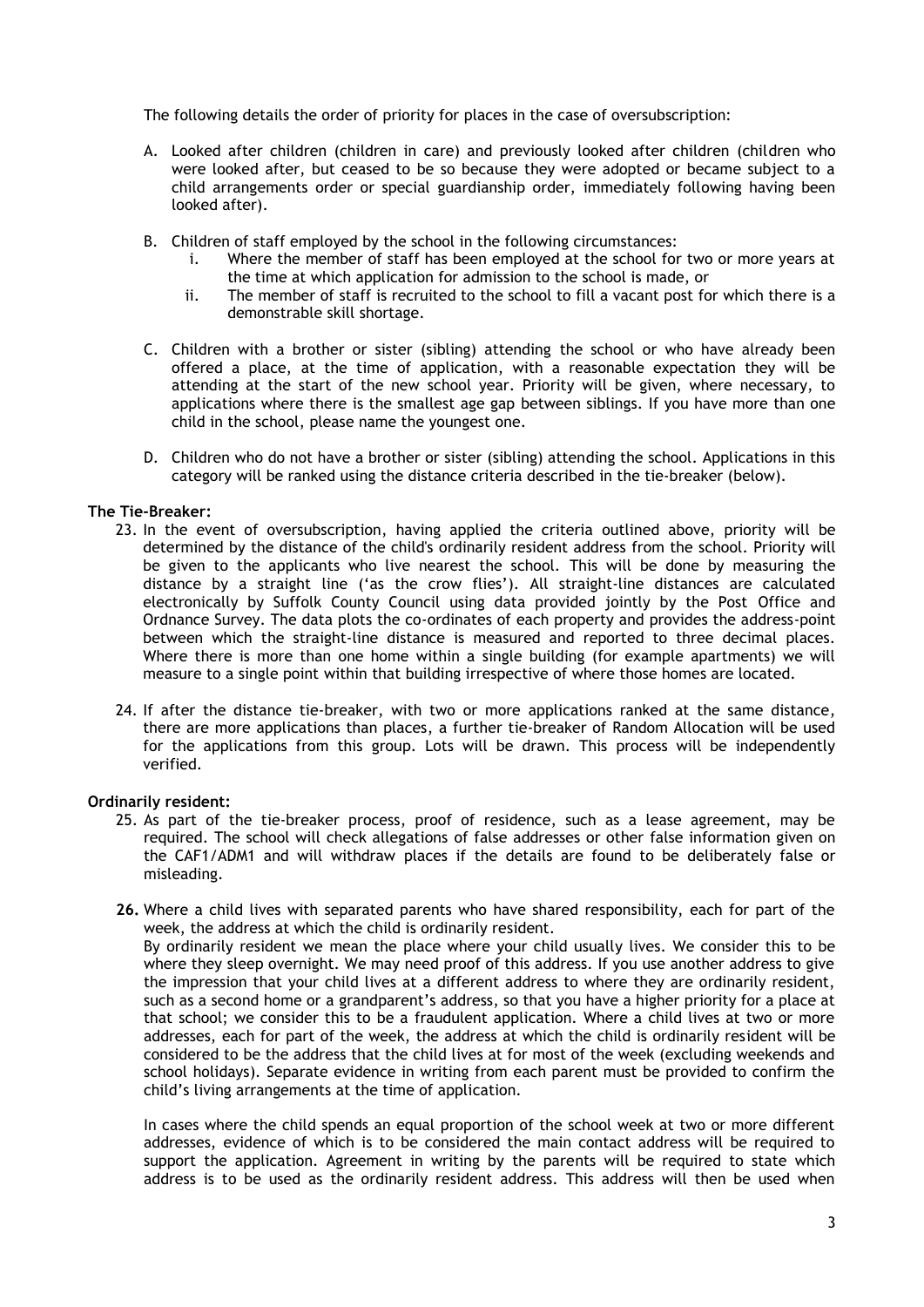The following details the order of priority for places in the case of oversubscription:

A. Looked after children (children in care) and previously looked after children (children who were looked after, but ceased to be so because they were adopted or became subject to a child arrangements order or special guardianship order, immediately following having been looked after).

B. Children of staff employed by the school in the following circumstances:
   i. Where the member of staff has been employed at the school for two or more years at the time at which application for admission to the school is made, or
   ii. The member of staff is recruited to the school to fill a vacant post for which there is a demonstrable skill shortage.

C. Children with a brother or sister (sibling) attending the school or who have already been offered a place, at the time of application, with a reasonable expectation they will be attending at the start of the new school year. Priority will be given, where necessary, to applications where there is the smallest age gap between siblings. If you have more than one child in the school, please name the youngest one.

D. Children who do not have a brother or sister (sibling) attending the school. Applications in this category will be ranked using the distance criteria described in the tie-breaker (below).

**The Tie-Breaker:**

23. In the event of oversubscription, having applied the criteria outlined above, priority will be determined by the distance of the child's ordinarily resident address from the school. Priority will be given to the applicants who live nearest the school. This will be done by measuring the distance by a straight line ('as the crow flies'). All straight-line distances are calculated electronically by Suffolk County Council using data provided jointly by the Post Office and Ordnance Survey. The data plots the co-ordinates of each property and provides the address-point between which the straight-line distance is measured and reported to three decimal places. Where there is more than one home within a single building (for example apartments) we will measure to a single point within that building irrespective of where those homes are located.

24. If after the distance tie-breaker, with two or more applications ranked at the same distance, there are more applications than places, a further tie-breaker of Random Allocation will be used for the applications from this group. Lots will be drawn. This process will be independently verified.

**Ordinarily resident:**

25. As part of the tie-breaker process, proof of residence, such as a lease agreement, may be required. The school will check allegations of false addresses or other false information given on the CAF1/ADM1 and will withdraw places if the details are found to be deliberately false or misleading.

**26.** Where a child lives with separated parents who have shared responsibility, each for part of the week, the address at which the child is ordinarily resident.
By ordinarily resident we mean the place where your child usually lives. We consider this to be where they sleep overnight. We may need proof of this address. If you use another address to give the impression that your child lives at a different address to where they are ordinarily resident, such as a second home or a grandparent's address, so that you have a higher priority for a place at that school; we consider this to be a fraudulent application. Where a child lives at two or more addresses, each for part of the week, the address at which the child is ordinarily resident will be considered to be the address that the child lives at for most of the week (excluding weekends and school holidays). Separate evidence in writing from each parent must be provided to confirm the child's living arrangements at the time of application.

In cases where the child spends an equal proportion of the school week at two or more different addresses, evidence of which is to be considered the main contact address will be required to support the application. Agreement in writing by the parents will be required to state which address is to be used as the ordinarily resident address. This address will then be used when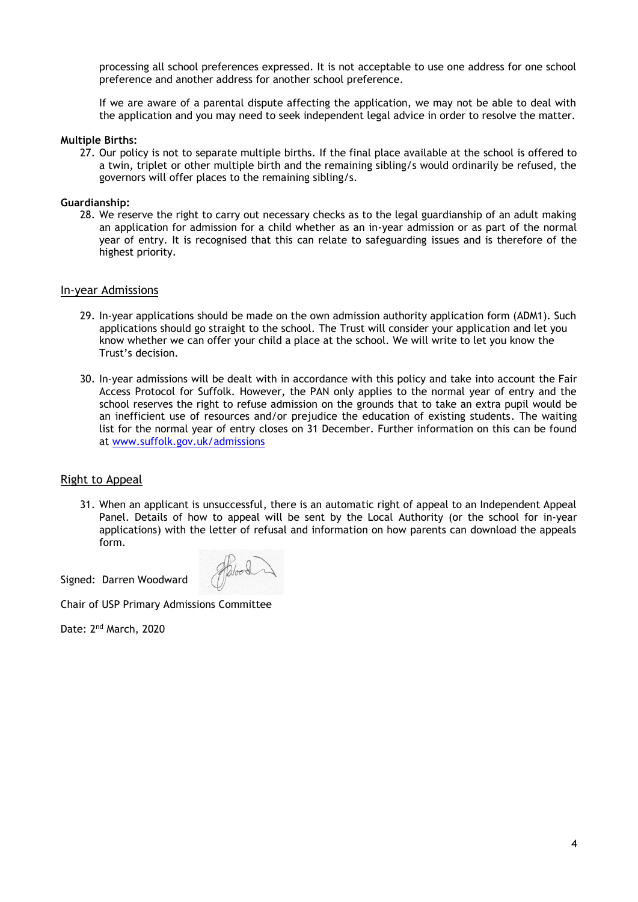processing all school preferences expressed. It is not acceptable to use one address for one school preference and another address for another school preference.

If we are aware of a parental dispute affecting the application, we may not be able to deal with the application and you may need to seek independent legal advice in order to resolve the matter.

**Multiple Births:**

27. Our policy is not to separate multiple births. If the final place available at the school is offered to a twin, triplet or other multiple birth and the remaining sibling/s would ordinarily be refused, the governors will offer places to the remaining sibling/s.

**Guardianship:**

28. We reserve the right to carry out necessary checks as to the legal guardianship of an adult making an application for admission for a child whether as an in-year admission or as part of the normal year of entry. It is recognised that this can relate to safeguarding issues and is therefore of the highest priority.

## In-year Admissions

29. In-year applications should be made on the own admission authority application form (ADM1). Such applications should go straight to the school. The Trust will consider your application and let you know whether we can offer your child a place at the school. We will write to let you know the Trust's decision.

30. In-year admissions will be dealt with in accordance with this policy and take into account the Fair Access Protocol for Suffolk. However, the PAN only applies to the normal year of entry and the school reserves the right to refuse admission on the grounds that to take an extra pupil would be an inefficient use of resources and/or prejudice the education of existing students. The waiting list for the normal year of entry closes on 31 December. Further information on this can be found at www.suffolk.gov.uk/admissions

## Right to Appeal

31. When an applicant is unsuccessful, there is an automatic right of appeal to an Independent Appeal Panel. Details of how to appeal will be sent by the Local Authority (or the school for in-year applications) with the letter of refusal and information on how parents can download the appeals form.

Signed: Darren Woodward

Chair of USP Primary Admissions Committee

Date: 2nd March, 2020